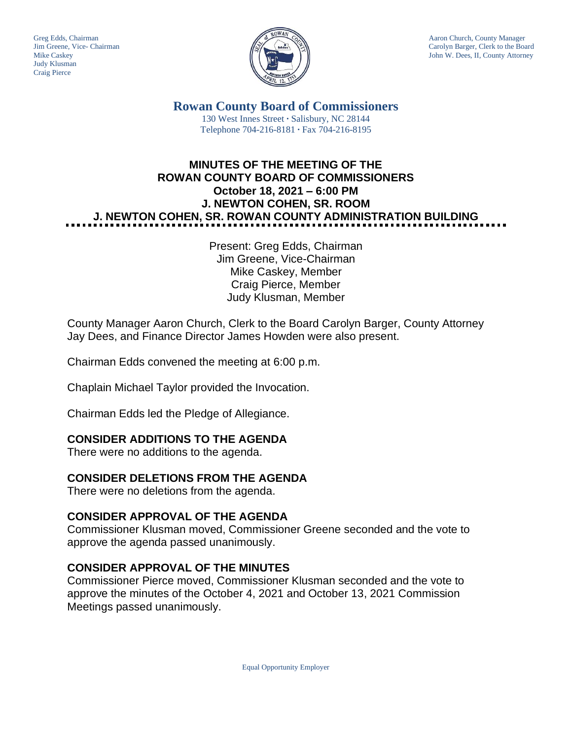Greg Edds, Chairman
Jim Greene, Vice- Chairman
Mike Caskey
Judy Klusman
Craig Pierce

Aaron Church, County Manager
Carolyn Barger, Clerk to the Board
John W. Dees, II, County Attorney

# Rowan County Board of Commissioners

130 West Innes Street · Salisbury, NC 28144
Telephone 704-216-8181 · Fax 704-216-8195

## MINUTES OF THE MEETING OF THE ROWAN COUNTY BOARD OF COMMISSIONERS
## October 18, 2021 – 6:00 PM
## J. NEWTON COHEN, SR. ROOM
## J. NEWTON COHEN, SR. ROWAN COUNTY ADMINISTRATION BUILDING

Present: Greg Edds, Chairman
Jim Greene, Vice-Chairman
Mike Caskey, Member
Craig Pierce, Member
Judy Klusman, Member

County Manager Aaron Church, Clerk to the Board Carolyn Barger, County Attorney Jay Dees, and Finance Director James Howden were also present.

Chairman Edds convened the meeting at 6:00 p.m.

Chaplain Michael Taylor provided the Invocation.

Chairman Edds led the Pledge of Allegiance.

### CONSIDER ADDITIONS TO THE AGENDA

There were no additions to the agenda.

### CONSIDER DELETIONS FROM THE AGENDA

There were no deletions from the agenda.

### CONSIDER APPROVAL OF THE AGENDA

Commissioner Klusman moved, Commissioner Greene seconded and the vote to approve the agenda passed unanimously.

### CONSIDER APPROVAL OF THE MINUTES

Commissioner Pierce moved, Commissioner Klusman seconded and the vote to approve the minutes of the October 4, 2021 and October 13, 2021 Commission Meetings passed unanimously.

Equal Opportunity Employer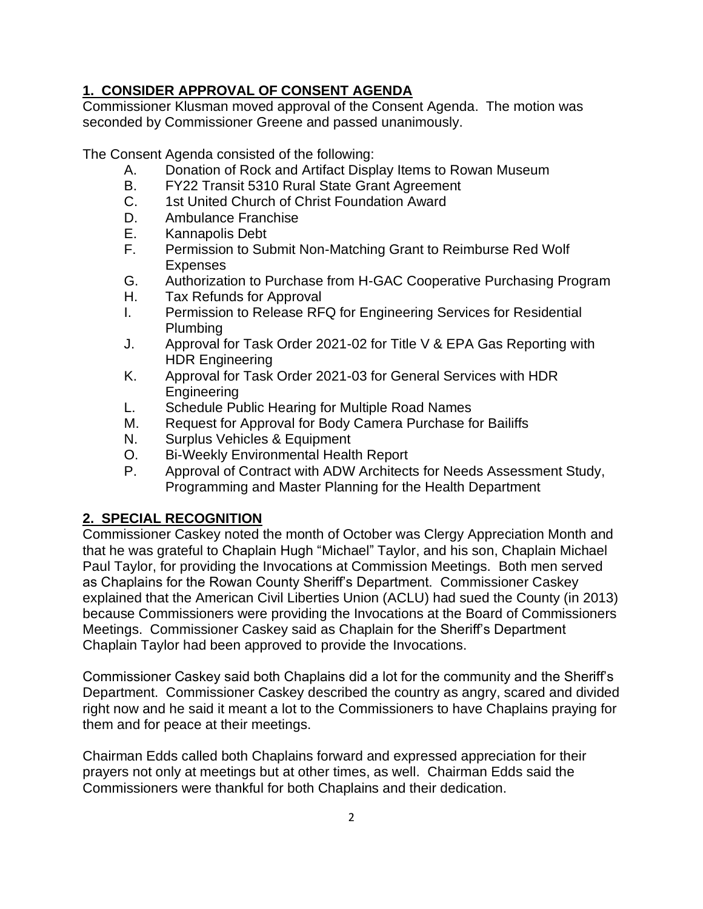## 1. CONSIDER APPROVAL OF CONSENT AGENDA

Commissioner Klusman moved approval of the Consent Agenda. The motion was seconded by Commissioner Greene and passed unanimously.

The Consent Agenda consisted of the following:

A. Donation of Rock and Artifact Display Items to Rowan Museum
B. FY22 Transit 5310 Rural State Grant Agreement
C. 1st United Church of Christ Foundation Award
D. Ambulance Franchise
E. Kannapolis Debt
F. Permission to Submit Non-Matching Grant to Reimburse Red Wolf Expenses
G. Authorization to Purchase from H-GAC Cooperative Purchasing Program
H. Tax Refunds for Approval
I. Permission to Release RFQ for Engineering Services for Residential Plumbing
J. Approval for Task Order 2021-02 for Title V & EPA Gas Reporting with HDR Engineering
K. Approval for Task Order 2021-03 for General Services with HDR Engineering
L. Schedule Public Hearing for Multiple Road Names
M. Request for Approval for Body Camera Purchase for Bailiffs
N. Surplus Vehicles & Equipment
O. Bi-Weekly Environmental Health Report
P. Approval of Contract with ADW Architects for Needs Assessment Study, Programming and Master Planning for the Health Department

## 2. SPECIAL RECOGNITION

Commissioner Caskey noted the month of October was Clergy Appreciation Month and that he was grateful to Chaplain Hugh "Michael" Taylor, and his son, Chaplain Michael Paul Taylor, for providing the Invocations at Commission Meetings. Both men served as Chaplains for the Rowan County Sheriff's Department. Commissioner Caskey explained that the American Civil Liberties Union (ACLU) had sued the County (in 2013) because Commissioners were providing the Invocations at the Board of Commissioners Meetings. Commissioner Caskey said as Chaplain for the Sheriff's Department Chaplain Taylor had been approved to provide the Invocations.

Commissioner Caskey said both Chaplains did a lot for the community and the Sheriff's Department. Commissioner Caskey described the country as angry, scared and divided right now and he said it meant a lot to the Commissioners to have Chaplains praying for them and for peace at their meetings.

Chairman Edds called both Chaplains forward and expressed appreciation for their prayers not only at meetings but at other times, as well. Chairman Edds said the Commissioners were thankful for both Chaplains and their dedication.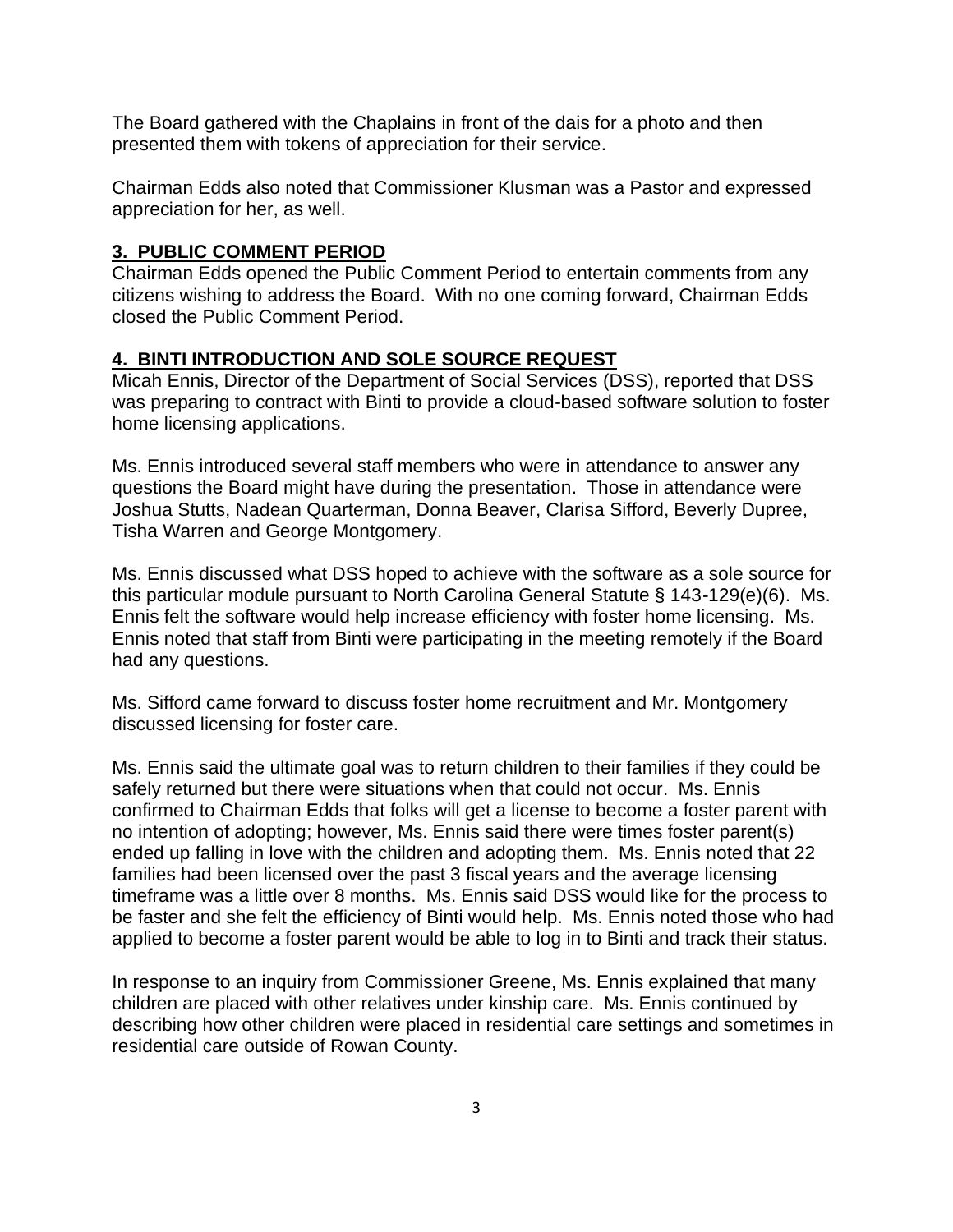The Board gathered with the Chaplains in front of the dais for a photo and then presented them with tokens of appreciation for their service.

Chairman Edds also noted that Commissioner Klusman was a Pastor and expressed appreciation for her, as well.

## 3. PUBLIC COMMENT PERIOD

Chairman Edds opened the Public Comment Period to entertain comments from any citizens wishing to address the Board. With no one coming forward, Chairman Edds closed the Public Comment Period.

## 4. BINTI INTRODUCTION AND SOLE SOURCE REQUEST

Micah Ennis, Director of the Department of Social Services (DSS), reported that DSS was preparing to contract with Binti to provide a cloud-based software solution to foster home licensing applications.

Ms. Ennis introduced several staff members who were in attendance to answer any questions the Board might have during the presentation. Those in attendance were Joshua Stutts, Nadean Quarterman, Donna Beaver, Clarisa Sifford, Beverly Dupree, Tisha Warren and George Montgomery.

Ms. Ennis discussed what DSS hoped to achieve with the software as a sole source for this particular module pursuant to North Carolina General Statute § 143-129(e)(6). Ms. Ennis felt the software would help increase efficiency with foster home licensing. Ms. Ennis noted that staff from Binti were participating in the meeting remotely if the Board had any questions.

Ms. Sifford came forward to discuss foster home recruitment and Mr. Montgomery discussed licensing for foster care.

Ms. Ennis said the ultimate goal was to return children to their families if they could be safely returned but there were situations when that could not occur. Ms. Ennis confirmed to Chairman Edds that folks will get a license to become a foster parent with no intention of adopting; however, Ms. Ennis said there were times foster parent(s) ended up falling in love with the children and adopting them. Ms. Ennis noted that 22 families had been licensed over the past 3 fiscal years and the average licensing timeframe was a little over 8 months. Ms. Ennis said DSS would like for the process to be faster and she felt the efficiency of Binti would help. Ms. Ennis noted those who had applied to become a foster parent would be able to log in to Binti and track their status.

In response to an inquiry from Commissioner Greene, Ms. Ennis explained that many children are placed with other relatives under kinship care. Ms. Ennis continued by describing how other children were placed in residential care settings and sometimes in residential care outside of Rowan County.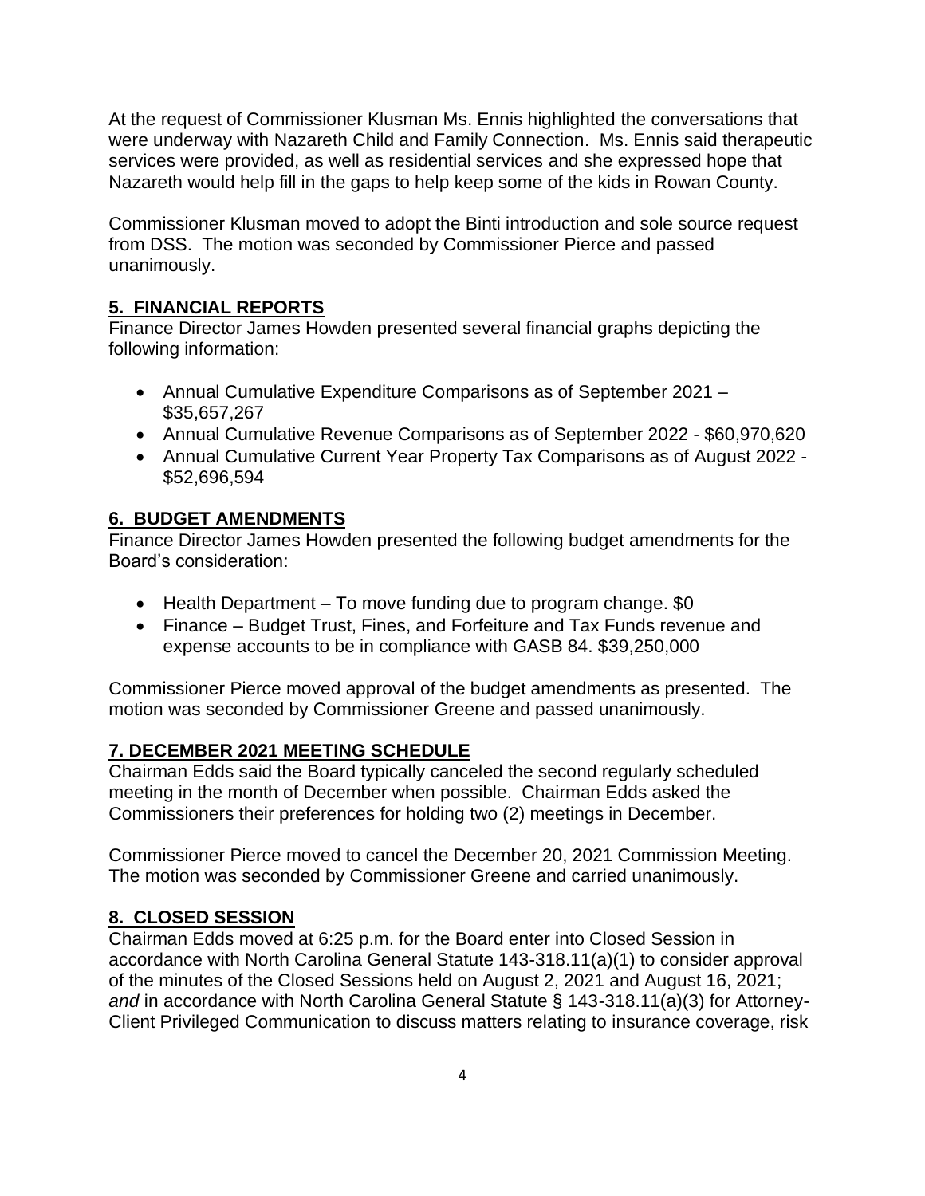At the request of Commissioner Klusman Ms. Ennis highlighted the conversations that were underway with Nazareth Child and Family Connection. Ms. Ennis said therapeutic services were provided, as well as residential services and she expressed hope that Nazareth would help fill in the gaps to help keep some of the kids in Rowan County.

Commissioner Klusman moved to adopt the Binti introduction and sole source request from DSS. The motion was seconded by Commissioner Pierce and passed unanimously.

## 5. FINANCIAL REPORTS

Finance Director James Howden presented several financial graphs depicting the following information:

- Annual Cumulative Expenditure Comparisons as of September 2021 – $35,657,267
- Annual Cumulative Revenue Comparisons as of September 2022 - $60,970,620
- Annual Cumulative Current Year Property Tax Comparisons as of August 2022 - $52,696,594

## 6. BUDGET AMENDMENTS

Finance Director James Howden presented the following budget amendments for the Board's consideration:

- Health Department – To move funding due to program change. $0
- Finance – Budget Trust, Fines, and Forfeiture and Tax Funds revenue and expense accounts to be in compliance with GASB 84. $39,250,000

Commissioner Pierce moved approval of the budget amendments as presented. The motion was seconded by Commissioner Greene and passed unanimously.

## 7. DECEMBER 2021 MEETING SCHEDULE

Chairman Edds said the Board typically canceled the second regularly scheduled meeting in the month of December when possible. Chairman Edds asked the Commissioners their preferences for holding two (2) meetings in December.

Commissioner Pierce moved to cancel the December 20, 2021 Commission Meeting. The motion was seconded by Commissioner Greene and carried unanimously.

## 8. CLOSED SESSION

Chairman Edds moved at 6:25 p.m. for the Board enter into Closed Session in accordance with North Carolina General Statute 143-318.11(a)(1) to consider approval of the minutes of the Closed Sessions held on August 2, 2021 and August 16, 2021; *and* in accordance with North Carolina General Statute § 143-318.11(a)(3) for Attorney-Client Privileged Communication to discuss matters relating to insurance coverage, risk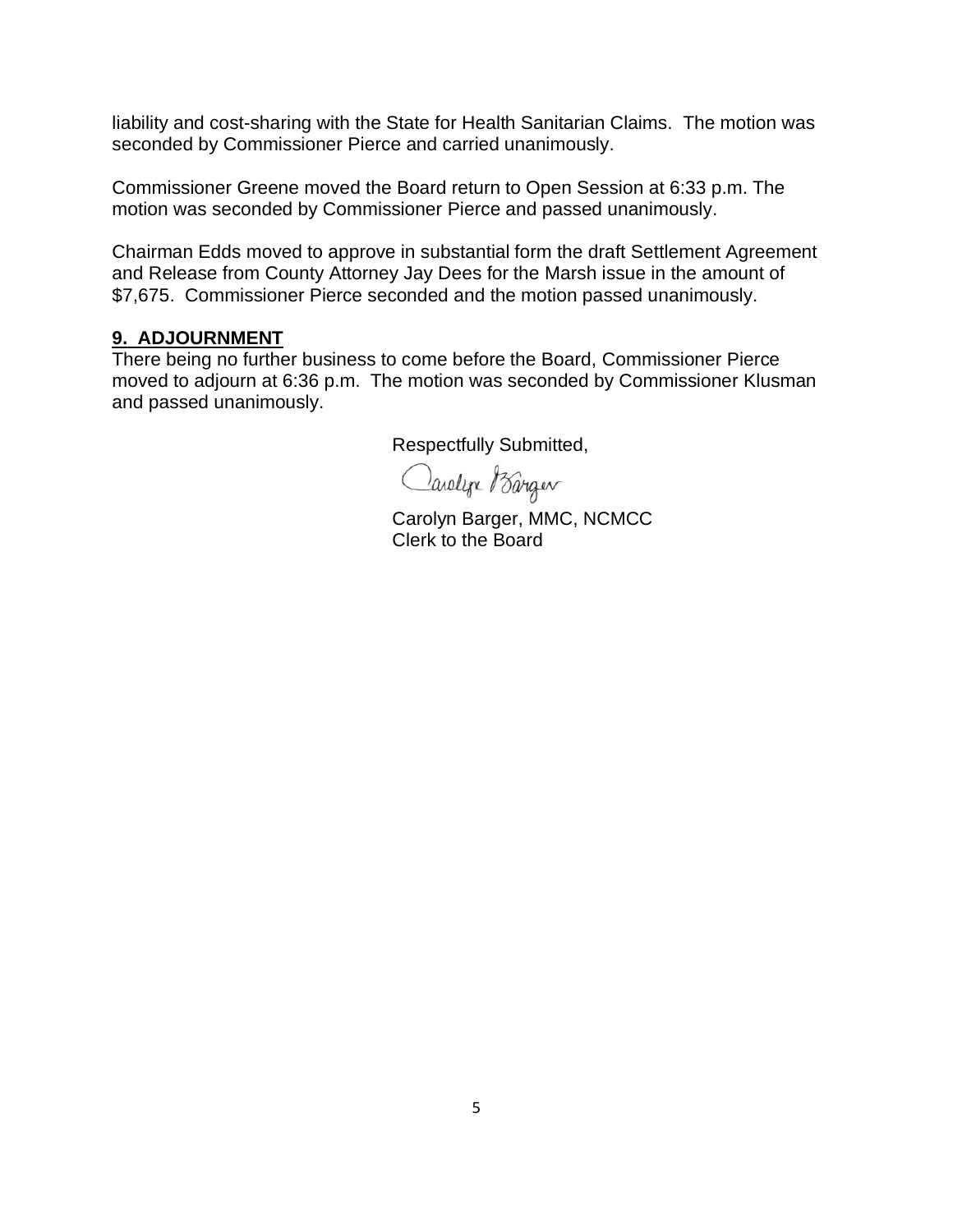liability and cost-sharing with the State for Health Sanitarian Claims. The motion was seconded by Commissioner Pierce and carried unanimously.

Commissioner Greene moved the Board return to Open Session at 6:33 p.m. The motion was seconded by Commissioner Pierce and passed unanimously.

Chairman Edds moved to approve in substantial form the draft Settlement Agreement and Release from County Attorney Jay Dees for the Marsh issue in the amount of $7,675. Commissioner Pierce seconded and the motion passed unanimously.

**9. ADJOURNMENT**

There being no further business to come before the Board, Commissioner Pierce moved to adjourn at 6:36 p.m. The motion was seconded by Commissioner Klusman and passed unanimously.

Respectfully Submitted,

Carolyn Barger

Carolyn Barger, MMC, NCMCC
Clerk to the Board